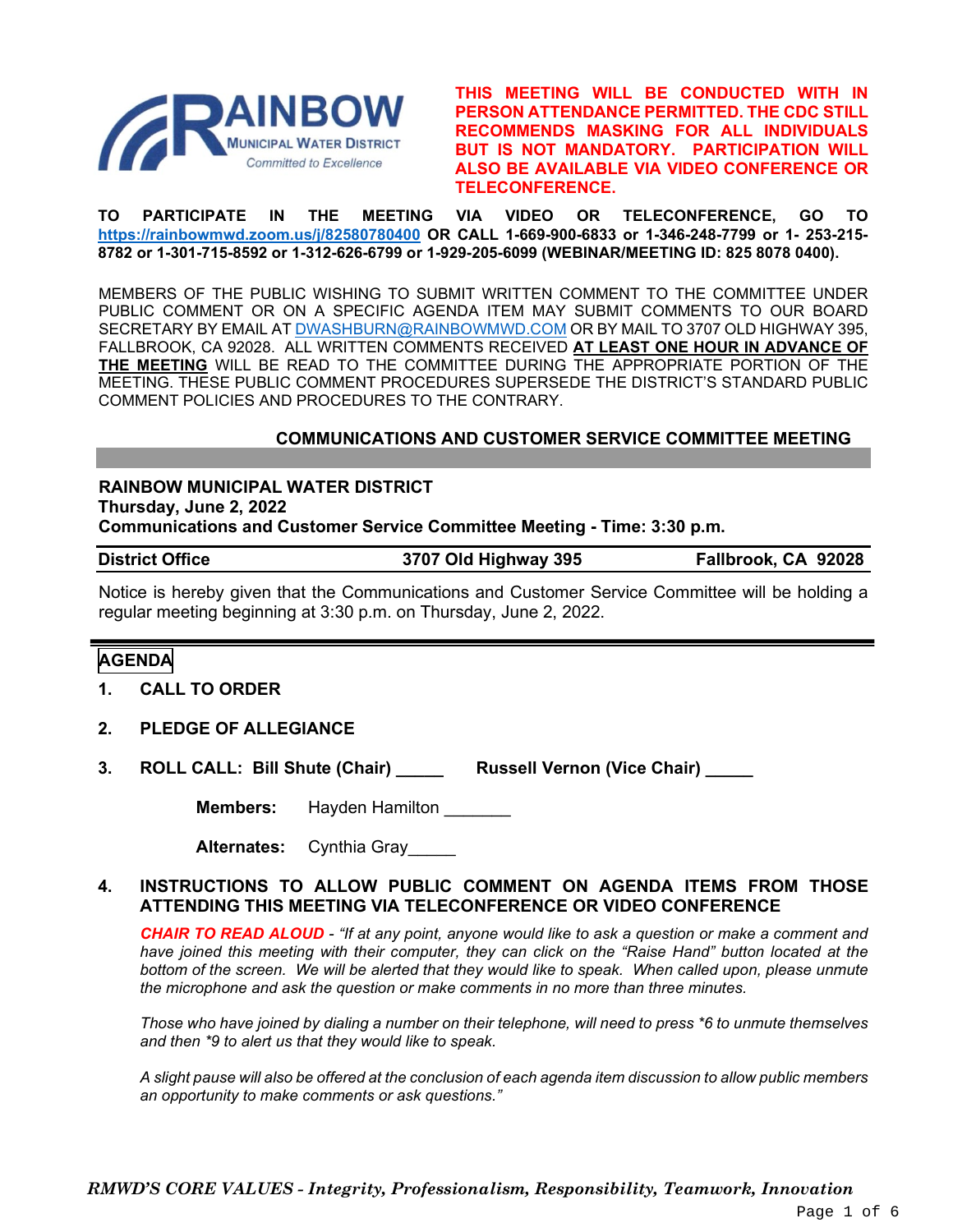RAINBOW MUNICIPAL WATER DISTRICT
Committed to Excellence

**THIS MEETING WILL BE CONDUCTED WITH IN PERSON ATTENDANCE PERMITTED. THE CDC STILL RECOMMENDS MASKING FOR ALL INDIVIDUALS BUT IS NOT MANDATORY. PARTICIPATION WILL ALSO BE AVAILABLE VIA VIDEO CONFERENCE OR TELECONFERENCE.**

**TO PARTICIPATE IN THE MEETING VIA VIDEO OR TELECONFERENCE, GO TO https://rainbowmwd.zoom.us/j/82580780400 OR CALL 1-669-900-6833 or 1-346-248-7799 or 1- 253-215-8782 or 1-301-715-8592 or 1-312-626-6799 or 1-929-205-6099 (WEBINAR/MEETING ID: 825 8078 0400).**

MEMBERS OF THE PUBLIC WISHING TO SUBMIT WRITTEN COMMENT TO THE COMMITTEE UNDER PUBLIC COMMENT OR ON A SPECIFIC AGENDA ITEM MAY SUBMIT COMMENTS TO OUR BOARD SECRETARY BY EMAIL AT DWASHBURN@RAINBOWMWD.COM OR BY MAIL TO 3707 OLD HIGHWAY 395, FALLBROOK, CA 92028. ALL WRITTEN COMMENTS RECEIVED **AT LEAST ONE HOUR IN ADVANCE OF THE MEETING** WILL BE READ TO THE COMMITTEE DURING THE APPROPRIATE PORTION OF THE MEETING. THESE PUBLIC COMMENT PROCEDURES SUPERSEDE THE DISTRICT'S STANDARD PUBLIC COMMENT POLICIES AND PROCEDURES TO THE CONTRARY.

## COMMUNICATIONS AND CUSTOMER SERVICE COMMITTEE MEETING

**RAINBOW MUNICIPAL WATER DISTRICT**
**Thursday, June 2, 2022**
**Communications and Customer Service Committee Meeting - Time: 3:30 p.m.**

**District Office — 3707 Old Highway 395 — Fallbrook, CA 92028**

Notice is hereby given that the Communications and Customer Service Committee will be holding a regular meeting beginning at 3:30 p.m. on Thursday, June 2, 2022.

## AGENDA

1. **CALL TO ORDER**

2. **PLEDGE OF ALLEGIANCE**

3. **ROLL CALL: Bill Shute (Chair) _____ Russell Vernon (Vice Chair) _____**

   **Members:** Hayden Hamilton _______

   **Alternates:** Cynthia Gray_____

4. **INSTRUCTIONS TO ALLOW PUBLIC COMMENT ON AGENDA ITEMS FROM THOSE ATTENDING THIS MEETING VIA TELECONFERENCE OR VIDEO CONFERENCE**

   ***CHAIR TO READ ALOUD*** - *"If at any point, anyone would like to ask a question or make a comment and have joined this meeting with their computer, they can click on the "Raise Hand" button located at the bottom of the screen. We will be alerted that they would like to speak. When called upon, please unmute the microphone and ask the question or make comments in no more than three minutes.*

   *Those who have joined by dialing a number on their telephone, will need to press \*6 to unmute themselves and then \*9 to alert us that they would like to speak.*

   *A slight pause will also be offered at the conclusion of each agenda item discussion to allow public members an opportunity to make comments or ask questions."*

***RMWD'S CORE VALUES - Integrity, Professionalism, Responsibility, Teamwork, Innovation***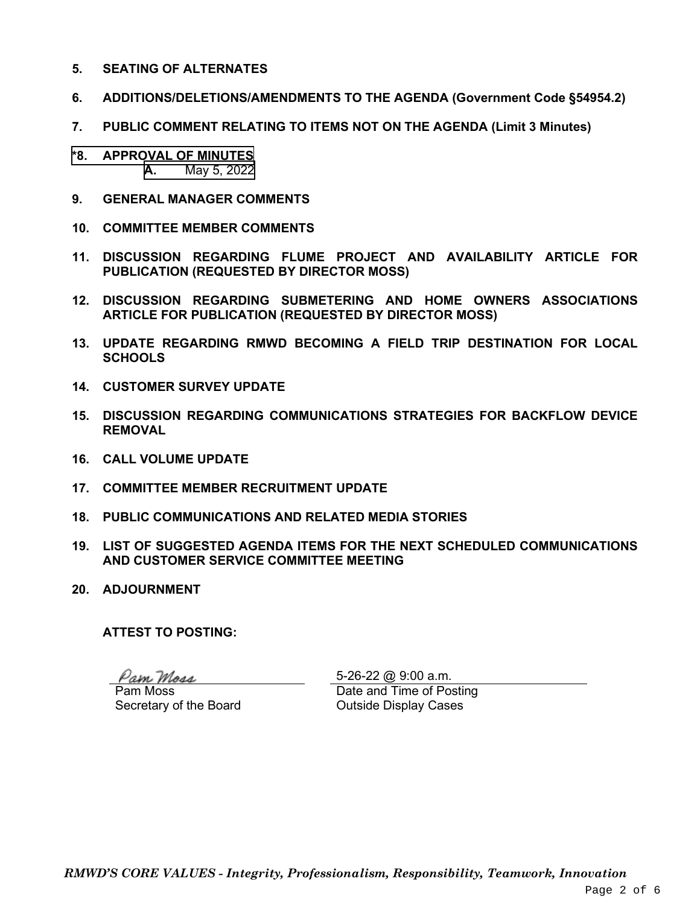**5. SEATING OF ALTERNATES**

**6. ADDITIONS/DELETIONS/AMENDMENTS TO THE AGENDA (Government Code §54954.2)**

**7. PUBLIC COMMENT RELATING TO ITEMS NOT ON THE AGENDA (Limit 3 Minutes)**

**\*8. APPROVAL OF MINUTES**

**A.** May 5, 2022

**9. GENERAL MANAGER COMMENTS**

**10. COMMITTEE MEMBER COMMENTS**

**11. DISCUSSION REGARDING FLUME PROJECT AND AVAILABILITY ARTICLE FOR PUBLICATION (REQUESTED BY DIRECTOR MOSS)**

**12. DISCUSSION REGARDING SUBMETERING AND HOME OWNERS ASSOCIATIONS ARTICLE FOR PUBLICATION (REQUESTED BY DIRECTOR MOSS)**

**13. UPDATE REGARDING RMWD BECOMING A FIELD TRIP DESTINATION FOR LOCAL SCHOOLS**

**14. CUSTOMER SURVEY UPDATE**

**15. DISCUSSION REGARDING COMMUNICATIONS STRATEGIES FOR BACKFLOW DEVICE REMOVAL**

**16. CALL VOLUME UPDATE**

**17. COMMITTEE MEMBER RECRUITMENT UPDATE**

**18. PUBLIC COMMUNICATIONS AND RELATED MEDIA STORIES**

**19. LIST OF SUGGESTED AGENDA ITEMS FOR THE NEXT SCHEDULED COMMUNICATIONS AND CUSTOMER SERVICE COMMITTEE MEETING**

**20. ADJOURNMENT**

**ATTEST TO POSTING:**

*Pam Moss*
Pam Moss
Secretary of the Board

5-26-22 @ 9:00 a.m.
Date and Time of Posting
Outside Display Cases

***RMWD'S CORE VALUES - Integrity, Professionalism, Responsibility, Teamwork, Innovation***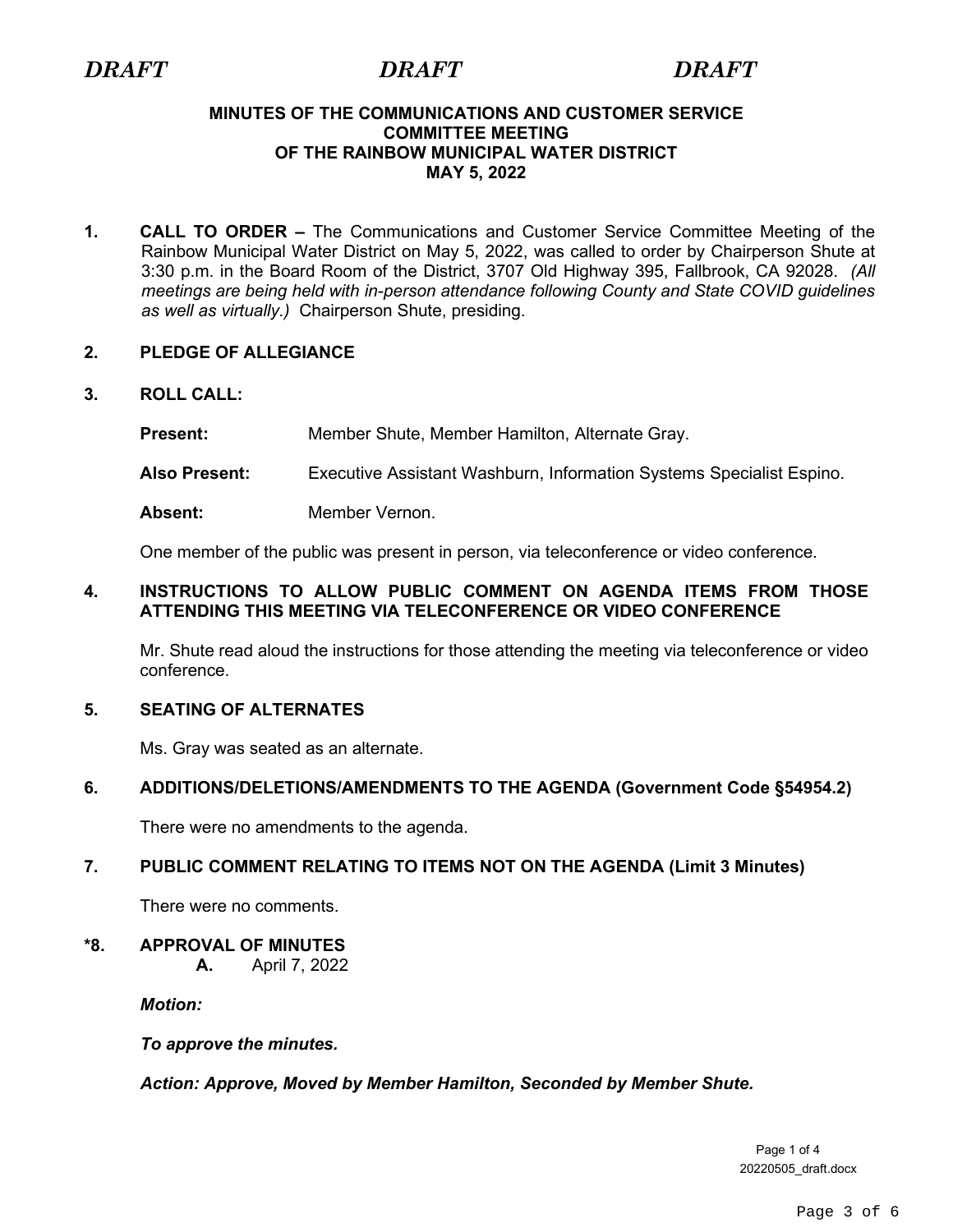*DRAFT* *DRAFT* *DRAFT*

**MINUTES OF THE COMMUNICATIONS AND CUSTOMER SERVICE COMMITTEE MEETING OF THE RAINBOW MUNICIPAL WATER DISTRICT MAY 5, 2022**

**1. CALL TO ORDER –** The Communications and Customer Service Committee Meeting of the Rainbow Municipal Water District on May 5, 2022, was called to order by Chairperson Shute at 3:30 p.m. in the Board Room of the District, 3707 Old Highway 395, Fallbrook, CA 92028. *(All meetings are being held with in-person attendance following County and State COVID guidelines as well as virtually.)* Chairperson Shute, presiding.

**2. PLEDGE OF ALLEGIANCE**

**3. ROLL CALL:**

**Present:** Member Shute, Member Hamilton, Alternate Gray.

**Also Present:** Executive Assistant Washburn, Information Systems Specialist Espino.

**Absent:** Member Vernon.

One member of the public was present in person, via teleconference or video conference.

**4. INSTRUCTIONS TO ALLOW PUBLIC COMMENT ON AGENDA ITEMS FROM THOSE ATTENDING THIS MEETING VIA TELECONFERENCE OR VIDEO CONFERENCE**

Mr. Shute read aloud the instructions for those attending the meeting via teleconference or video conference.

**5. SEATING OF ALTERNATES**

Ms. Gray was seated as an alternate.

**6. ADDITIONS/DELETIONS/AMENDMENTS TO THE AGENDA (Government Code §54954.2)**

There were no amendments to the agenda.

**7. PUBLIC COMMENT RELATING TO ITEMS NOT ON THE AGENDA (Limit 3 Minutes)**

There were no comments.

**\*8. APPROVAL OF MINUTES**

**A.** April 7, 2022

***Motion:***

***To approve the minutes.***

***Action: Approve, Moved by Member Hamilton, Seconded by Member Shute.***

Page 1 of 4
20220505_draft.docx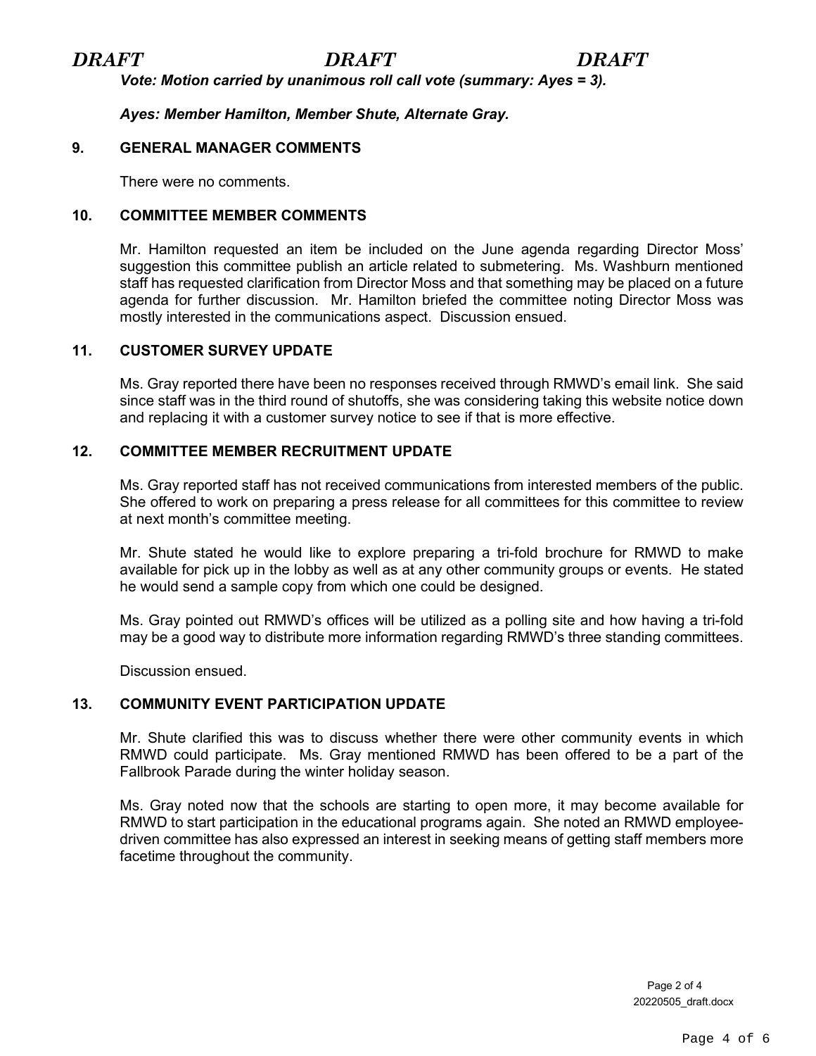*DRAFT* *DRAFT* *DRAFT*

***Vote: Motion carried by unanimous roll call vote (summary: Ayes = 3).***

***Ayes: Member Hamilton, Member Shute, Alternate Gray.***

## 9. GENERAL MANAGER COMMENTS

There were no comments.

## 10. COMMITTEE MEMBER COMMENTS

Mr. Hamilton requested an item be included on the June agenda regarding Director Moss' suggestion this committee publish an article related to submetering. Ms. Washburn mentioned staff has requested clarification from Director Moss and that something may be placed on a future agenda for further discussion. Mr. Hamilton briefed the committee noting Director Moss was mostly interested in the communications aspect. Discussion ensued.

## 11. CUSTOMER SURVEY UPDATE

Ms. Gray reported there have been no responses received through RMWD's email link. She said since staff was in the third round of shutoffs, she was considering taking this website notice down and replacing it with a customer survey notice to see if that is more effective.

## 12. COMMITTEE MEMBER RECRUITMENT UPDATE

Ms. Gray reported staff has not received communications from interested members of the public. She offered to work on preparing a press release for all committees for this committee to review at next month's committee meeting.

Mr. Shute stated he would like to explore preparing a tri-fold brochure for RMWD to make available for pick up in the lobby as well as at any other community groups or events. He stated he would send a sample copy from which one could be designed.

Ms. Gray pointed out RMWD's offices will be utilized as a polling site and how having a tri-fold may be a good way to distribute more information regarding RMWD's three standing committees.

Discussion ensued.

## 13. COMMUNITY EVENT PARTICIPATION UPDATE

Mr. Shute clarified this was to discuss whether there were other community events in which RMWD could participate. Ms. Gray mentioned RMWD has been offered to be a part of the Fallbrook Parade during the winter holiday season.

Ms. Gray noted now that the schools are starting to open more, it may become available for RMWD to start participation in the educational programs again. She noted an RMWD employee-driven committee has also expressed an interest in seeking means of getting staff members more facetime throughout the community.

20220505_draft.docx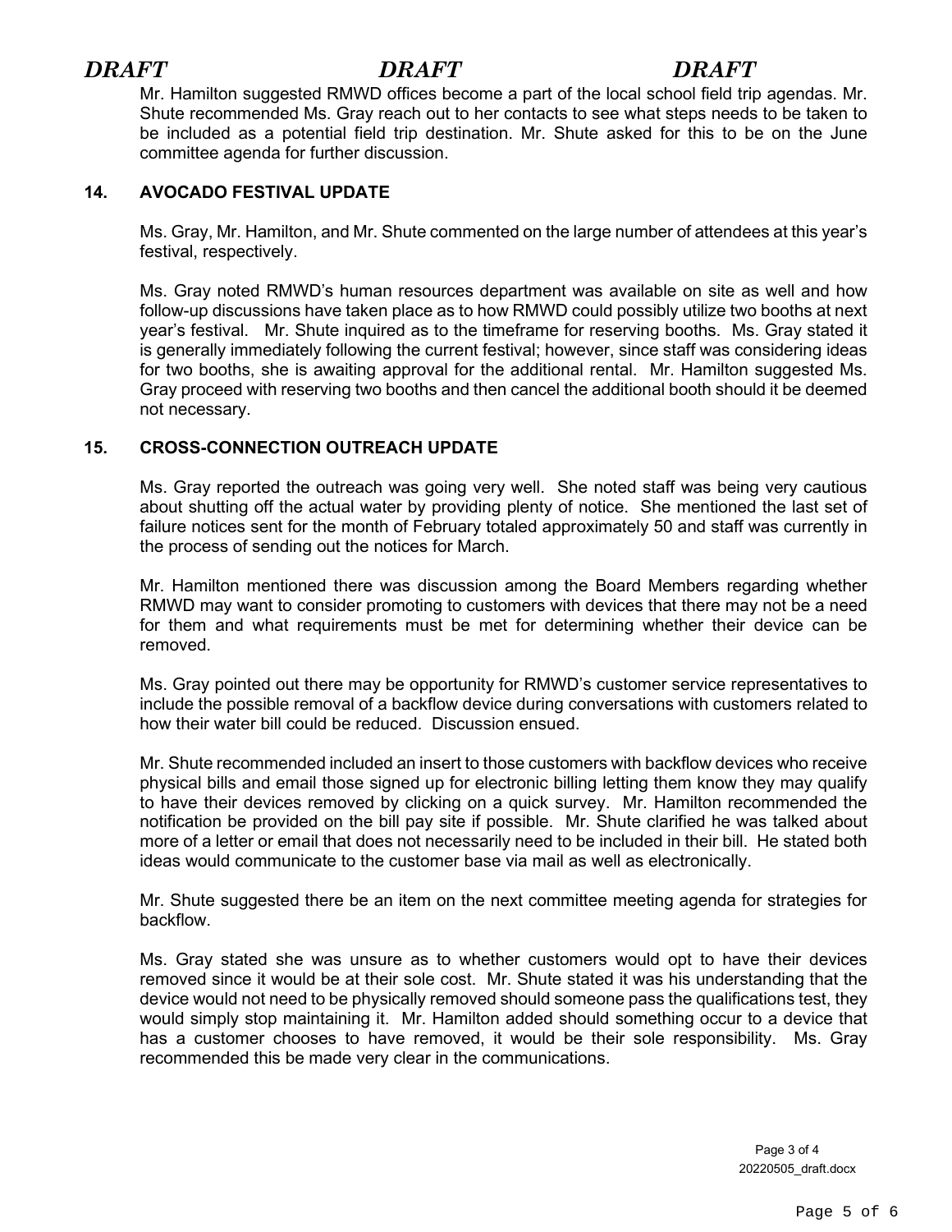Mr. Hamilton suggested RMWD offices become a part of the local school field trip agendas. Mr. Shute recommended Ms. Gray reach out to her contacts to see what steps needs to be taken to be included as a potential field trip destination. Mr. Shute asked for this to be on the June committee agenda for further discussion.

## 14. AVOCADO FESTIVAL UPDATE

Ms. Gray, Mr. Hamilton, and Mr. Shute commented on the large number of attendees at this year's festival, respectively.

Ms. Gray noted RMWD's human resources department was available on site as well and how follow-up discussions have taken place as to how RMWD could possibly utilize two booths at next year's festival. Mr. Shute inquired as to the timeframe for reserving booths. Ms. Gray stated it is generally immediately following the current festival; however, since staff was considering ideas for two booths, she is awaiting approval for the additional rental. Mr. Hamilton suggested Ms. Gray proceed with reserving two booths and then cancel the additional booth should it be deemed not necessary.

## 15. CROSS-CONNECTION OUTREACH UPDATE

Ms. Gray reported the outreach was going very well. She noted staff was being very cautious about shutting off the actual water by providing plenty of notice. She mentioned the last set of failure notices sent for the month of February totaled approximately 50 and staff was currently in the process of sending out the notices for March.

Mr. Hamilton mentioned there was discussion among the Board Members regarding whether RMWD may want to consider promoting to customers with devices that there may not be a need for them and what requirements must be met for determining whether their device can be removed.

Ms. Gray pointed out there may be opportunity for RMWD's customer service representatives to include the possible removal of a backflow device during conversations with customers related to how their water bill could be reduced. Discussion ensued.

Mr. Shute recommended included an insert to those customers with backflow devices who receive physical bills and email those signed up for electronic billing letting them know they may qualify to have their devices removed by clicking on a quick survey. Mr. Hamilton recommended the notification be provided on the bill pay site if possible. Mr. Shute clarified he was talked about more of a letter or email that does not necessarily need to be included in their bill. He stated both ideas would communicate to the customer base via mail as well as electronically.

Mr. Shute suggested there be an item on the next committee meeting agenda for strategies for backflow.

Ms. Gray stated she was unsure as to whether customers would opt to have their devices removed since it would be at their sole cost. Mr. Shute stated it was his understanding that the device would not need to be physically removed should someone pass the qualifications test, they would simply stop maintaining it. Mr. Hamilton added should something occur to a device that has a customer chooses to have removed, it would be their sole responsibility. Ms. Gray recommended this be made very clear in the communications.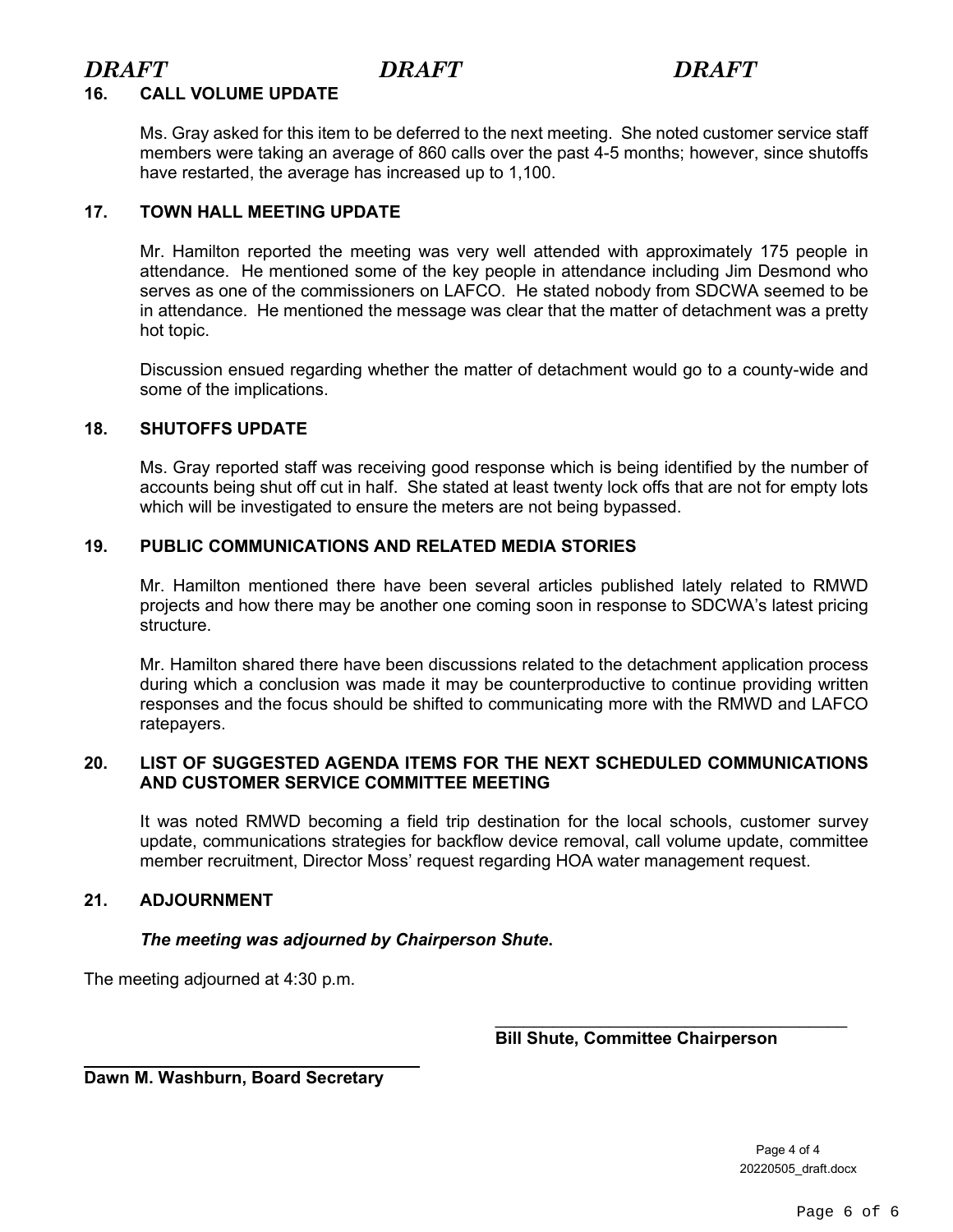DRAFT DRAFT DRAFT

## 16. CALL VOLUME UPDATE

Ms. Gray asked for this item to be deferred to the next meeting. She noted customer service staff members were taking an average of 860 calls over the past 4-5 months; however, since shutoffs have restarted, the average has increased up to 1,100.

## 17. TOWN HALL MEETING UPDATE

Mr. Hamilton reported the meeting was very well attended with approximately 175 people in attendance. He mentioned some of the key people in attendance including Jim Desmond who serves as one of the commissioners on LAFCO. He stated nobody from SDCWA seemed to be in attendance. He mentioned the message was clear that the matter of detachment was a pretty hot topic.

Discussion ensued regarding whether the matter of detachment would go to a county-wide and some of the implications.

## 18. SHUTOFFS UPDATE

Ms. Gray reported staff was receiving good response which is being identified by the number of accounts being shut off cut in half. She stated at least twenty lock offs that are not for empty lots which will be investigated to ensure the meters are not being bypassed.

## 19. PUBLIC COMMUNICATIONS AND RELATED MEDIA STORIES

Mr. Hamilton mentioned there have been several articles published lately related to RMWD projects and how there may be another one coming soon in response to SDCWA's latest pricing structure.

Mr. Hamilton shared there have been discussions related to the detachment application process during which a conclusion was made it may be counterproductive to continue providing written responses and the focus should be shifted to communicating more with the RMWD and LAFCO ratepayers.

## 20. LIST OF SUGGESTED AGENDA ITEMS FOR THE NEXT SCHEDULED COMMUNICATIONS AND CUSTOMER SERVICE COMMITTEE MEETING

It was noted RMWD becoming a field trip destination for the local schools, customer survey update, communications strategies for backflow device removal, call volume update, committee member recruitment, Director Moss' request regarding HOA water management request.

## 21. ADJOURNMENT

***The meeting was adjourned by Chairperson Shute.***

The meeting adjourned at 4:30 p.m.

\_\_\_\_\_\_\_\_\_\_\_\_\_\_\_\_\_\_\_\_\_\_\_\_\_\_\_\_\_\_\_\_\_\_\_\_\_\_\_\_
**Bill Shute, Committee Chairperson**

\_\_\_\_\_\_\_\_\_\_\_\_\_\_\_\_\_\_\_\_\_\_\_\_\_\_\_\_\_\_\_\_\_\_\_\_\_\_\_\_
**Dawn M. Washburn, Board Secretary**

20220505_draft.docx